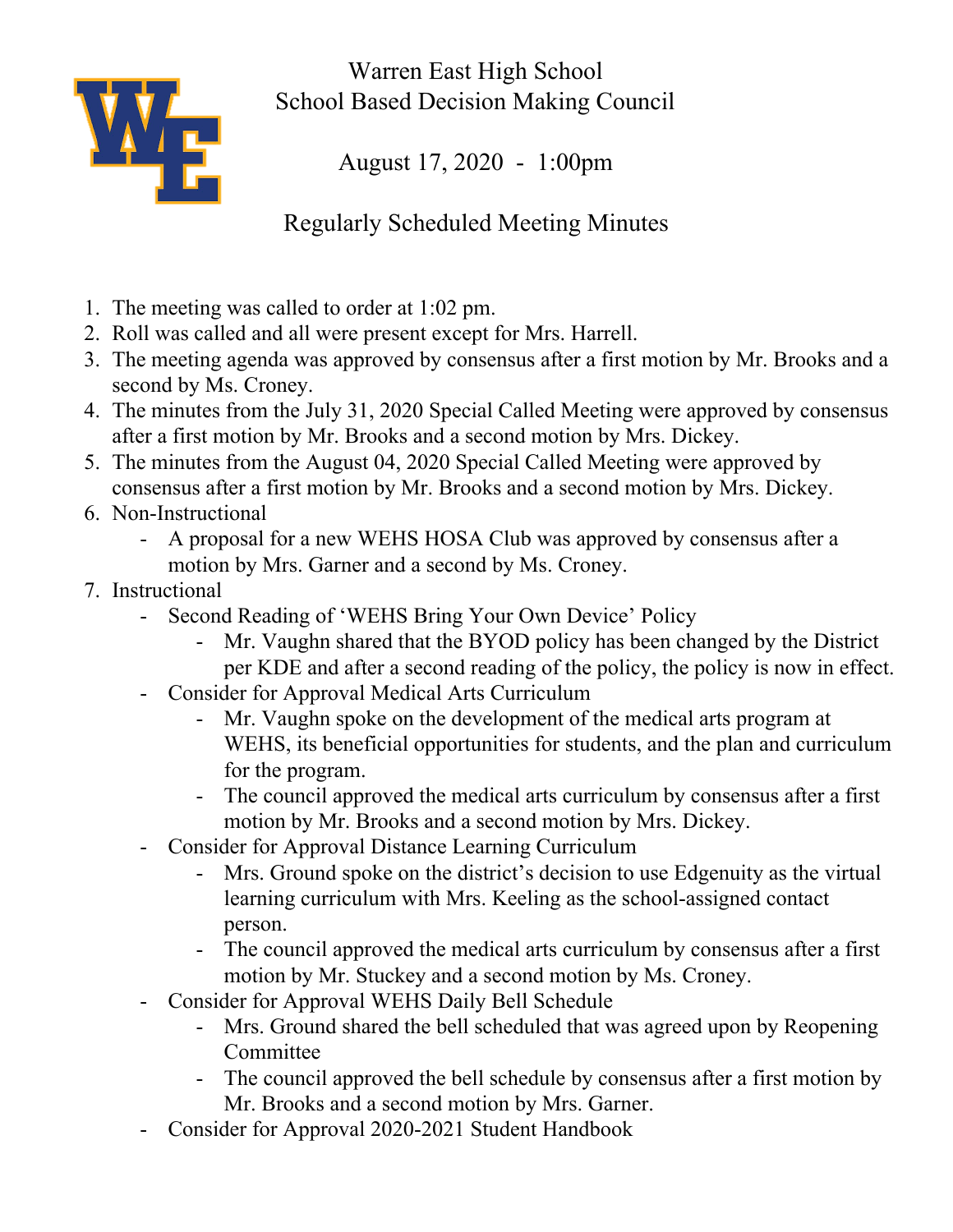# Warren East High School
## School Based Decision Making Council

August 17, 2020 - 1:00pm

Regularly Scheduled Meeting Minutes

1. The meeting was called to order at 1:02 pm.
2. Roll was called and all were present except for Mrs. Harrell.
3. The meeting agenda was approved by consensus after a first motion by Mr. Brooks and a second by Ms. Croney.
4. The minutes from the July 31, 2020 Special Called Meeting were approved by consensus after a first motion by Mr. Brooks and a second motion by Mrs. Dickey.
5. The minutes from the August 04, 2020 Special Called Meeting were approved by consensus after a first motion by Mr. Brooks and a second motion by Mrs. Dickey.
6. Non-Instructional
   - A proposal for a new WEHS HOSA Club was approved by consensus after a motion by Mrs. Garner and a second by Ms. Croney.
7. Instructional
   - Second Reading of 'WEHS Bring Your Own Device' Policy
     - Mr. Vaughn shared that the BYOD policy has been changed by the District per KDE and after a second reading of the policy, the policy is now in effect.
   - Consider for Approval Medical Arts Curriculum
     - Mr. Vaughn spoke on the development of the medical arts program at WEHS, its beneficial opportunities for students, and the plan and curriculum for the program.
     - The council approved the medical arts curriculum by consensus after a first motion by Mr. Brooks and a second motion by Mrs. Dickey.
   - Consider for Approval Distance Learning Curriculum
     - Mrs. Ground spoke on the district's decision to use Edgenuity as the virtual learning curriculum with Mrs. Keeling as the school-assigned contact person.
     - The council approved the medical arts curriculum by consensus after a first motion by Mr. Stuckey and a second motion by Ms. Croney.
   - Consider for Approval WEHS Daily Bell Schedule
     - Mrs. Ground shared the bell scheduled that was agreed upon by Reopening Committee
     - The council approved the bell schedule by consensus after a first motion by Mr. Brooks and a second motion by Mrs. Garner.
   - Consider for Approval 2020-2021 Student Handbook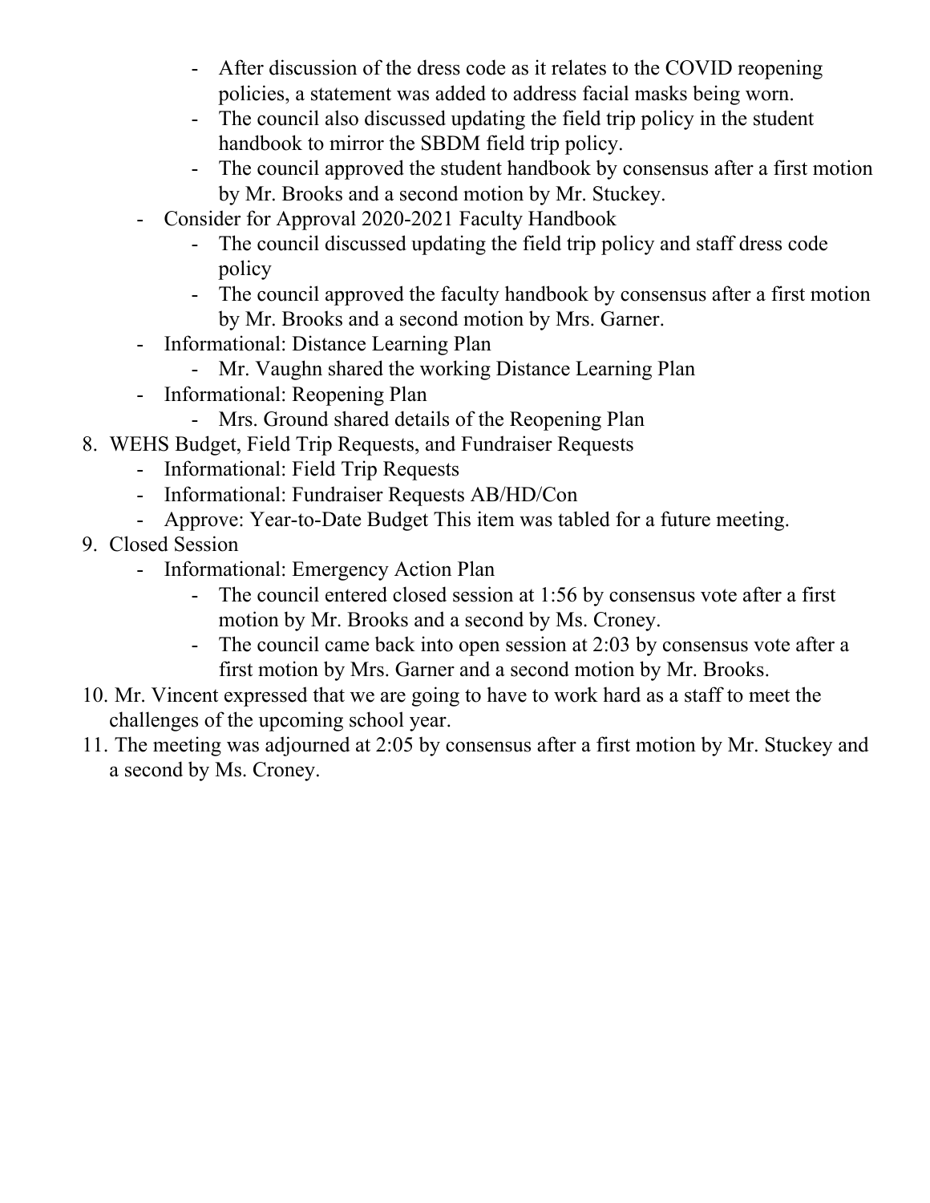- After discussion of the dress code as it relates to the COVID reopening policies, a statement was added to address facial masks being worn.
  - The council also discussed updating the field trip policy in the student handbook to mirror the SBDM field trip policy.
  - The council approved the student handbook by consensus after a first motion by Mr. Brooks and a second motion by Mr. Stuckey.
- Consider for Approval 2020-2021 Faculty Handbook
  - The council discussed updating the field trip policy and staff dress code policy
  - The council approved the faculty handbook by consensus after a first motion by Mr. Brooks and a second motion by Mrs. Garner.
- Informational: Distance Learning Plan
  - Mr. Vaughn shared the working Distance Learning Plan
- Informational: Reopening Plan
  - Mrs. Ground shared details of the Reopening Plan

8. WEHS Budget, Field Trip Requests, and Fundraiser Requests
   - Informational: Field Trip Requests
   - Informational: Fundraiser Requests AB/HD/Con
   - Approve: Year-to-Date Budget This item was tabled for a future meeting.
9. Closed Session
   - Informational: Emergency Action Plan
     - The council entered closed session at 1:56 by consensus vote after a first motion by Mr. Brooks and a second by Ms. Croney.
     - The council came back into open session at 2:03 by consensus vote after a first motion by Mrs. Garner and a second motion by Mr. Brooks.
10. Mr. Vincent expressed that we are going to have to work hard as a staff to meet the challenges of the upcoming school year.
11. The meeting was adjourned at 2:05 by consensus after a first motion by Mr. Stuckey and a second by Ms. Croney.